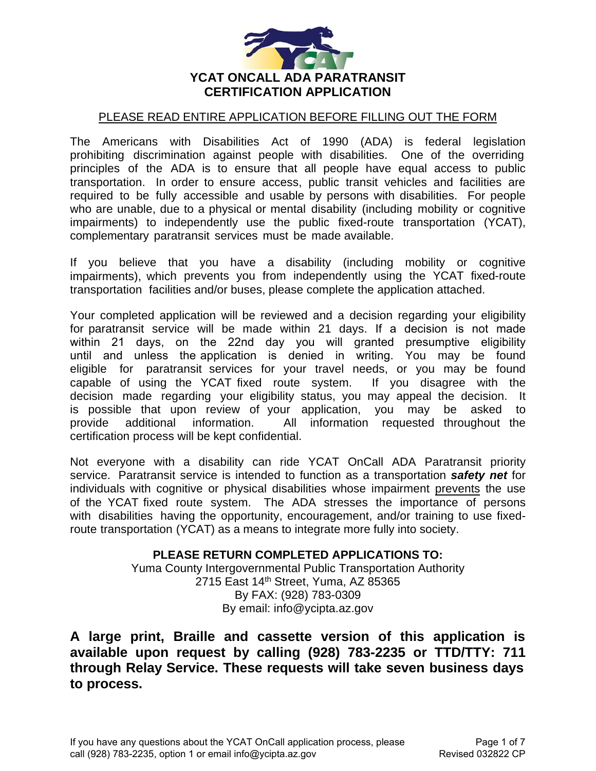# YCAT ONCALL ADA PARATRANSIT CERTIFICATION APPLICATION

PLEASE READ ENTIRE APPLICATION BEFORE FILLING OUT THE FORM

The Americans with Disabilities Act of 1990 (ADA) is federal legislation prohibiting discrimination against people with disabilities. One of the overriding principles of the ADA is to ensure that all people have equal access to public transportation. In order to ensure access, public transit vehicles and facilities are required to be fully accessible and usable by persons with disabilities. For people who are unable, due to a physical or mental disability (including mobility or cognitive impairments) to independently use the public fixed-route transportation (YCAT), complementary paratransit services must be made available.

If you believe that you have a disability (including mobility or cognitive impairments), which prevents you from independently using the YCAT fixed-route transportation facilities and/or buses, please complete the application attached.

Your completed application will be reviewed and a decision regarding your eligibility for paratransit service will be made within 21 days. If a decision is not made within 21 days, on the 22nd day you will granted presumptive eligibility until and unless the application is denied in writing. You may be found eligible for paratransit services for your travel needs, or you may be found capable of using the YCAT fixed route system. If you disagree with the decision made regarding your eligibility status, you may appeal the decision. It is possible that upon review of your application, you may be asked to provide additional information. All information requested throughout the certification process will be kept confidential.

Not everyone with a disability can ride YCAT OnCall ADA Paratransit priority service. Paratransit service is intended to function as a transportation ***safety net*** for individuals with cognitive or physical disabilities whose impairment prevents the use of the YCAT fixed route system. The ADA stresses the importance of persons with disabilities having the opportunity, encouragement, and/or training to use fixed-route transportation (YCAT) as a means to integrate more fully into society.

**PLEASE RETURN COMPLETED APPLICATIONS TO:**
Yuma County Intergovernmental Public Transportation Authority
2715 East 14th Street, Yuma, AZ 85365
By FAX: (928) 783-0309
By email: info@ycipta.az.gov

**A large print, Braille and cassette version of this application is available upon request by calling (928) 783-2235 or TTD/TTY: 711 through Relay Service. These requests will take seven business days to process.**

If you have any questions about the YCAT OnCall application process, please call (928) 783-2235, option 1 or email info@ycipta.az.gov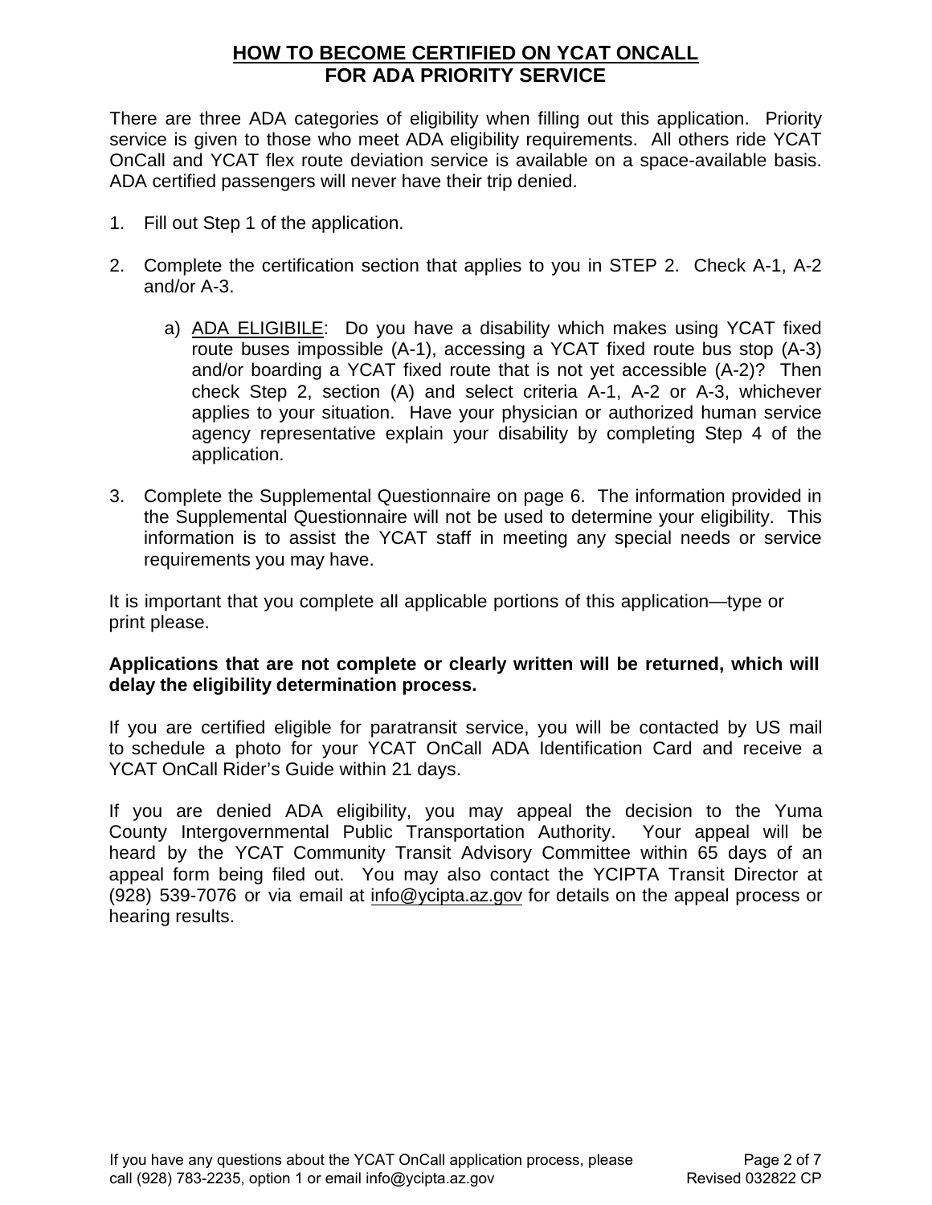## HOW TO BECOME CERTIFIED ON YCAT ONCALL FOR ADA PRIORITY SERVICE

There are three ADA categories of eligibility when filling out this application. Priority service is given to those who meet ADA eligibility requirements. All others ride YCAT OnCall and YCAT flex route deviation service is available on a space-available basis. ADA certified passengers will never have their trip denied.

1. Fill out Step 1 of the application.

2. Complete the certification section that applies to you in STEP 2. Check A-1, A-2 and/or A-3.

   a) ADA ELIGIBILE: Do you have a disability which makes using YCAT fixed route buses impossible (A-1), accessing a YCAT fixed route bus stop (A-3) and/or boarding a YCAT fixed route that is not yet accessible (A-2)? Then check Step 2, section (A) and select criteria A-1, A-2 or A-3, whichever applies to your situation. Have your physician or authorized human service agency representative explain your disability by completing Step 4 of the application.

3. Complete the Supplemental Questionnaire on page 6. The information provided in the Supplemental Questionnaire will not be used to determine your eligibility. This information is to assist the YCAT staff in meeting any special needs or service requirements you may have.

It is important that you complete all applicable portions of this application—type or print please.

**Applications that are not complete or clearly written will be returned, which will delay the eligibility determination process.**

If you are certified eligible for paratransit service, you will be contacted by US mail to schedule a photo for your YCAT OnCall ADA Identification Card and receive a YCAT OnCall Rider's Guide within 21 days.

If you are denied ADA eligibility, you may appeal the decision to the Yuma County Intergovernmental Public Transportation Authority. Your appeal will be heard by the YCAT Community Transit Advisory Committee within 65 days of an appeal form being filed out. You may also contact the YCIPTA Transit Director at (928) 539-7076 or via email at info@ycipta.az.gov for details on the appeal process or hearing results.

If you have any questions about the YCAT OnCall application process, please call (928) 783-2235, option 1 or email info@ycipta.az.gov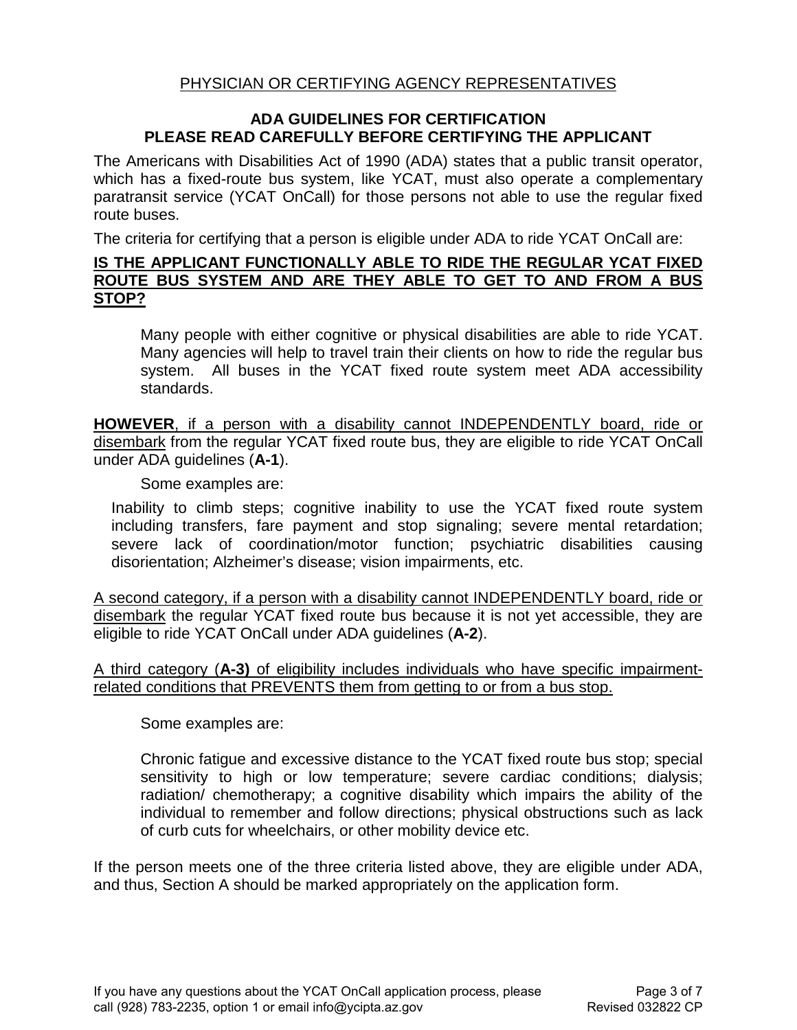PHYSICIAN OR CERTIFYING AGENCY REPRESENTATIVES

## ADA GUIDELINES FOR CERTIFICATION
## PLEASE READ CAREFULLY BEFORE CERTIFYING THE APPLICANT

The Americans with Disabilities Act of 1990 (ADA) states that a public transit operator, which has a fixed-route bus system, like YCAT, must also operate a complementary paratransit service (YCAT OnCall) for those persons not able to use the regular fixed route buses.

The criteria for certifying that a person is eligible under ADA to ride YCAT OnCall are:

**IS THE APPLICANT FUNCTIONALLY ABLE TO RIDE THE REGULAR YCAT FIXED ROUTE BUS SYSTEM AND ARE THEY ABLE TO GET TO AND FROM A BUS STOP?**

> Many people with either cognitive or physical disabilities are able to ride YCAT. Many agencies will help to travel train their clients on how to ride the regular bus system. All buses in the YCAT fixed route system meet ADA accessibility standards.

**HOWEVER**, if a person with a disability cannot INDEPENDENTLY board, ride or disembark from the regular YCAT fixed route bus, they are eligible to ride YCAT OnCall under ADA guidelines (**A-1**).

> Some examples are:
>
> Inability to climb steps; cognitive inability to use the YCAT fixed route system including transfers, fare payment and stop signaling; severe mental retardation; severe lack of coordination/motor function; psychiatric disabilities causing disorientation; Alzheimer's disease; vision impairments, etc.

A second category, if a person with a disability cannot INDEPENDENTLY board, ride or disembark the regular YCAT fixed route bus because it is not yet accessible, they are eligible to ride YCAT OnCall under ADA guidelines (**A-2**).

A third category (**A-3)** of eligibility includes individuals who have specific impairment-related conditions that PREVENTS them from getting to or from a bus stop.

> Some examples are:
>
> Chronic fatigue and excessive distance to the YCAT fixed route bus stop; special sensitivity to high or low temperature; severe cardiac conditions; dialysis; radiation/ chemotherapy; a cognitive disability which impairs the ability of the individual to remember and follow directions; physical obstructions such as lack of curb cuts for wheelchairs, or other mobility device etc.

If the person meets one of the three criteria listed above, they are eligible under ADA, and thus, Section A should be marked appropriately on the application form.

If you have any questions about the YCAT OnCall application process, please call (928) 783-2235, option 1 or email info@ycipta.az.gov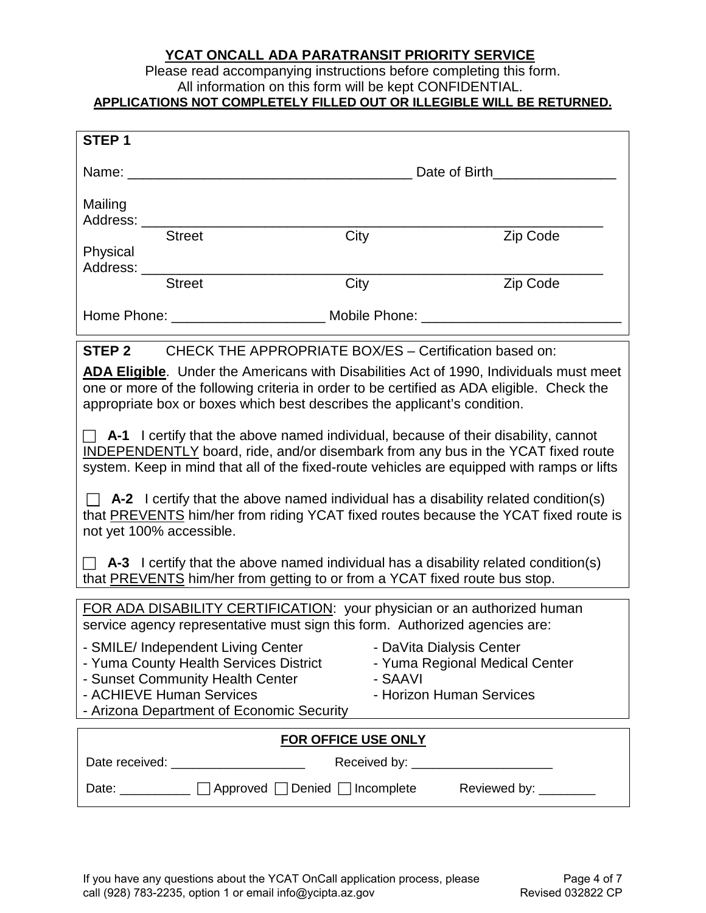**YCAT ONCALL ADA PARATRANSIT PRIORITY SERVICE**

Please read accompanying instructions before completing this form.
All information on this form will be kept CONFIDENTIAL.
**APPLICATIONS NOT COMPLETELY FILLED OUT OR ILLEGIBLE WILL BE RETURNED.**

**STEP 1**

Name: ____________________________________ Date of Birth________________

Mailing Address: ____________________________________________________________
Street City Zip Code

Physical Address: ____________________________________________________________
Street City Zip Code

Home Phone: ___________________ Mobile Phone: _________________________

**STEP 2** CHECK THE APPROPRIATE BOX/ES – Certification based on:

**ADA Eligible**. Under the Americans with Disabilities Act of 1990, Individuals must meet one or more of the following criteria in order to be certified as ADA eligible. Check the appropriate box or boxes which best describes the applicant's condition.

☐ **A-1** I certify that the above named individual, because of their disability, cannot INDEPENDENTLY board, ride, and/or disembark from any bus in the YCAT fixed route system. Keep in mind that all of the fixed-route vehicles are equipped with ramps or lifts

☐ **A-2** I certify that the above named individual has a disability related condition(s) that PREVENTS him/her from riding YCAT fixed routes because the YCAT fixed route is not yet 100% accessible.

☐ **A-3** I certify that the above named individual has a disability related condition(s) that PREVENTS him/her from getting to or from a YCAT fixed route bus stop.

FOR ADA DISABILITY CERTIFICATION: your physician or an authorized human service agency representative must sign this form. Authorized agencies are:

- SMILE/ Independent Living Center
- Yuma County Health Services District
- Sunset Community Health Center
- ACHIEVE Human Services
- Arizona Department of Economic Security
- DaVita Dialysis Center
- Yuma Regional Medical Center
- SAAVI
- Horizon Human Services

**FOR OFFICE USE ONLY**

Date received: ___________________ Received by: ____________________

Date: __________ ☐ Approved ☐ Denied ☐ Incomplete Reviewed by: ________

If you have any questions about the YCAT OnCall application process, please call (928) 783-2235, option 1 or email info@ycipta.az.gov

Revised 032822 CP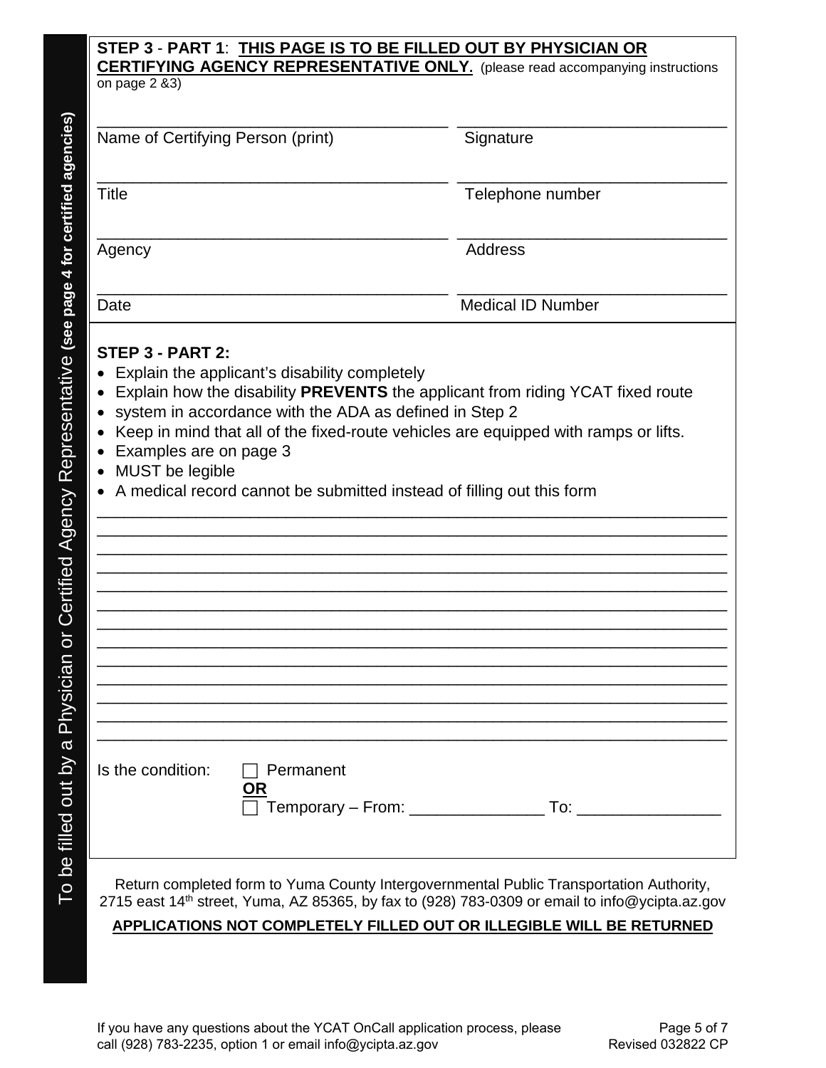To be filled out by a Physician or Certified Agency Representative **(see page 4 for certified agencies)**

**STEP 3 - PART 1**: **THIS PAGE IS TO BE FILLED OUT BY PHYSICIAN OR CERTIFYING AGENCY REPRESENTATIVE ONLY.** (please read accompanying instructions on page 2 &3)

| | |
|---|---|
| _______________________________ | _______________________________ |
| Name of Certifying Person (print) | Signature |
| _______________________________ | _______________________________ |
| Title | Telephone number |
| _______________________________ | _______________________________ |
| Agency | Address |
| _______________________________ | _______________________________ |
| Date | Medical ID Number |

**STEP 3 - PART 2:**

- Explain the applicant's disability completely
- Explain how the disability **PREVENTS** the applicant from riding YCAT fixed route
- system in accordance with the ADA as defined in Step 2
- Keep in mind that all of the fixed-route vehicles are equipped with ramps or lifts.
- Examples are on page 3
- MUST be legible
- A medical record cannot be submitted instead of filling out this form

_________________________________________________________________________
_________________________________________________________________________
_________________________________________________________________________
_________________________________________________________________________
_________________________________________________________________________
_________________________________________________________________________
_________________________________________________________________________
_________________________________________________________________________
_________________________________________________________________________
_________________________________________________________________________
_________________________________________________________________________
_________________________________________________________________________
_________________________________________________________________________

Is the condition: ☐ Permanent
**OR**
☐ Temporary – From: ______________ To: _______________

Return completed form to Yuma County Intergovernmental Public Transportation Authority, 2715 east 14th street, Yuma, AZ 85365, by fax to (928) 783-0309 or email to info@ycipta.az.gov

**APPLICATIONS NOT COMPLETELY FILLED OUT OR ILLEGIBLE WILL BE RETURNED**

If you have any questions about the YCAT OnCall application process, please call (928) 783-2235, option 1 or email info@ycipta.az.gov

Revised 032822 CP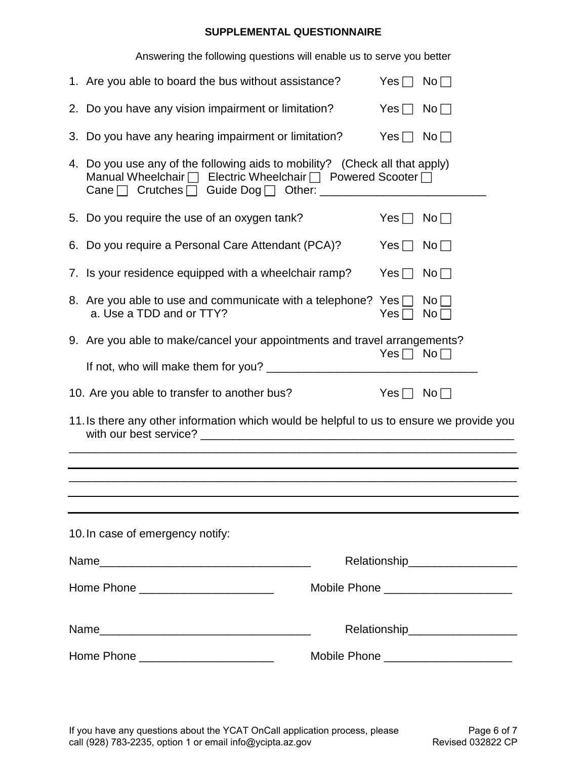**SUPPLEMENTAL QUESTIONNAIRE**

Answering the following questions will enable us to serve you better

1. Are you able to board the bus without assistance? Yes ☐ No ☐
2. Do you have any vision impairment or limitation? Yes ☐ No ☐
3. Do you have any hearing impairment or limitation? Yes ☐ No ☐
4. Do you use any of the following aids to mobility? (Check all that apply)
   Manual Wheelchair ☐ Electric Wheelchair ☐ Powered Scooter ☐
   Cane ☐ Crutches ☐ Guide Dog ☐ Other: ___________________________
5. Do you require the use of an oxygen tank? Yes ☐ No ☐
6. Do you require a Personal Care Attendant (PCA)? Yes ☐ No ☐
7. Is your residence equipped with a wheelchair ramp? Yes ☐ No ☐
8. Are you able to use and communicate with a telephone? Yes ☐ No ☐
   a. Use a TDD and or TTY? Yes ☐ No ☐
9. Are you able to make/cancel your appointments and travel arrangements? Yes ☐ No ☐
   If not, who will make them for you? ___________________________________
10. Are you able to transfer to another bus? Yes ☐ No ☐
11. Is there any other information which would be helpful to us to ensure we provide you with our best service? _______________________________________________
_______________________________________________________________________
_______________________________________________________________________
_______________________________________________________________________
_______________________________________________________________________
_______________________________________________________________________

10. In case of emergency notify:

Name___________________________________ Relationship__________________

Home Phone _____________________ Mobile Phone ____________________

Name___________________________________ Relationship__________________

Home Phone _____________________ Mobile Phone ____________________

If you have any questions about the YCAT OnCall application process, please call (928) 783-2235, option 1 or email info@ycipta.az.gov

Revised 032822 CP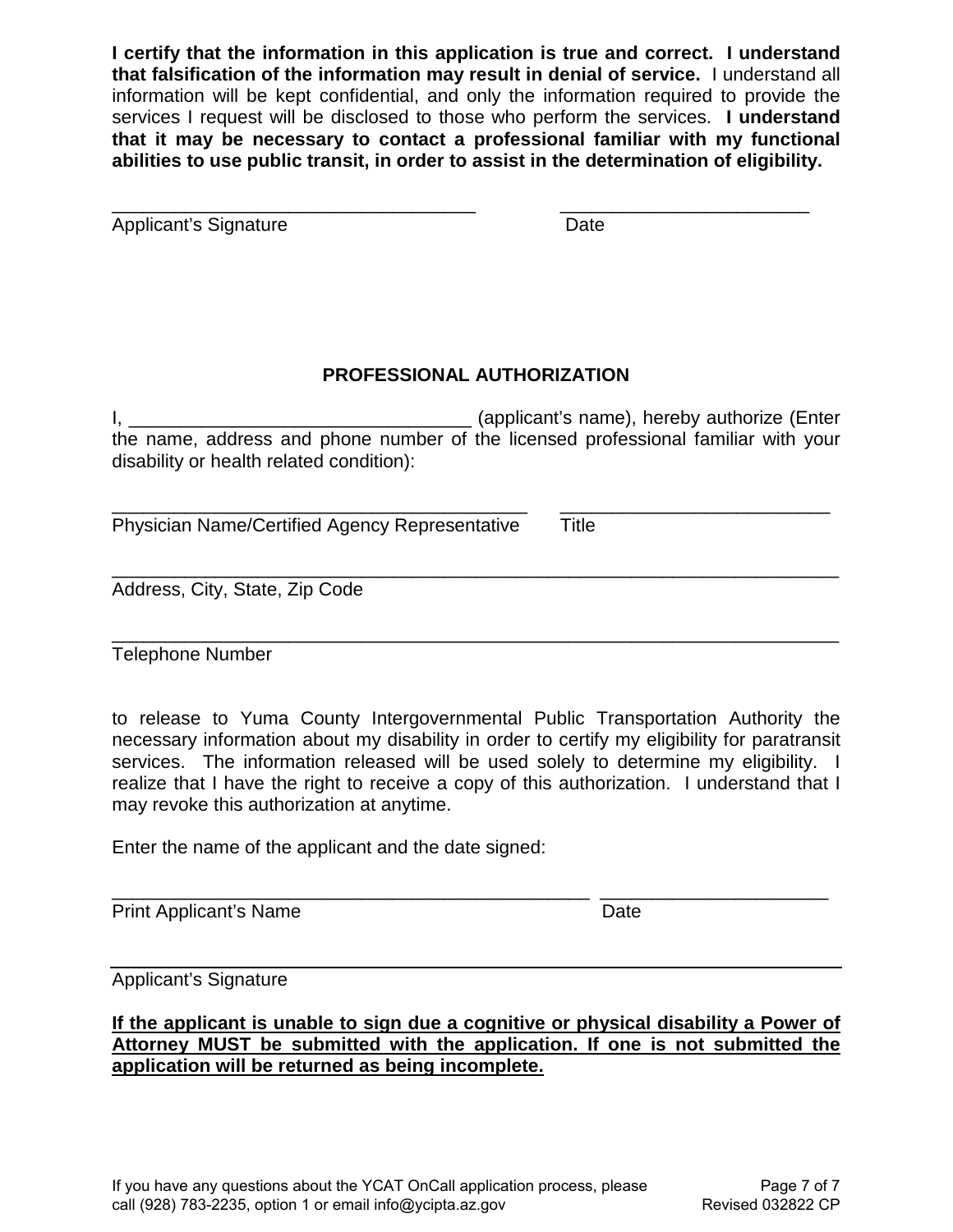**I certify that the information in this application is true and correct. I understand that falsification of the information may result in denial of service.** I understand all information will be kept confidential, and only the information required to provide the services I request will be disclosed to those who perform the services. **I understand that it may be necessary to contact a professional familiar with my functional abilities to use public transit, in order to assist in the determination of eligibility.**

\_\_\_\_\_\_\_\_\_\_\_\_\_\_\_\_\_\_\_\_\_\_\_\_\_\_\_\_\_\_\_\_\_\_\_ \_\_\_\_\_\_\_\_\_\_\_\_\_\_\_\_\_\_\_\_\_\_\_\_
Applicant's Signature Date

## PROFESSIONAL AUTHORIZATION

I, \_\_\_\_\_\_\_\_\_\_\_\_\_\_\_\_\_\_\_\_\_\_\_\_\_\_\_\_\_\_\_\_\_ (applicant's name), hereby authorize (Enter the name, address and phone number of the licensed professional familiar with your disability or health related condition):

\_\_\_\_\_\_\_\_\_\_\_\_\_\_\_\_\_\_\_\_\_\_\_\_\_\_\_\_\_\_\_\_\_\_\_\_\_\_\_\_ \_\_\_\_\_\_\_\_\_\_\_\_\_\_\_\_\_\_\_\_\_\_\_\_\_\_
Physician Name/Certified Agency Representative Title

\_\_\_\_\_\_\_\_\_\_\_\_\_\_\_\_\_\_\_\_\_\_\_\_\_\_\_\_\_\_\_\_\_\_\_\_\_\_\_\_\_\_\_\_\_\_\_\_\_\_\_\_\_\_\_\_\_\_\_\_\_\_\_\_\_\_\_\_\_
Address, City, State, Zip Code

\_\_\_\_\_\_\_\_\_\_\_\_\_\_\_\_\_\_\_\_\_\_\_\_\_\_\_\_\_\_\_\_\_\_\_\_\_\_\_\_\_\_\_\_\_\_\_\_\_\_\_\_\_\_\_\_\_\_\_\_\_\_\_\_\_\_\_\_\_
Telephone Number

to release to Yuma County Intergovernmental Public Transportation Authority the necessary information about my disability in order to certify my eligibility for paratransit services. The information released will be used solely to determine my eligibility. I realize that I have the right to receive a copy of this authorization. I understand that I may revoke this authorization at anytime.

Enter the name of the applicant and the date signed:

\_\_\_\_\_\_\_\_\_\_\_\_\_\_\_\_\_\_\_\_\_\_\_\_\_\_\_\_\_\_\_\_\_\_\_\_\_\_\_\_\_\_\_\_\_\_\_ \_\_\_\_\_\_\_\_\_\_\_\_\_\_\_\_\_\_\_\_\_\_
Print Applicant's Name Date

\_\_\_\_\_\_\_\_\_\_\_\_\_\_\_\_\_\_\_\_\_\_\_\_\_\_\_\_\_\_\_\_\_\_\_\_\_\_\_\_\_\_\_\_\_\_\_\_\_\_\_\_\_\_\_\_\_\_\_\_\_\_\_\_\_\_\_\_\_
Applicant's Signature

**<u>If the applicant is unable to sign due a cognitive or physical disability a Power of Attorney MUST be submitted with the application. If one is not submitted the application will be returned as being incomplete.</u>**

If you have any questions about the YCAT OnCall application process, please call (928) 783-2235, option 1 or email info@ycipta.az.gov

Revised 032822 CP